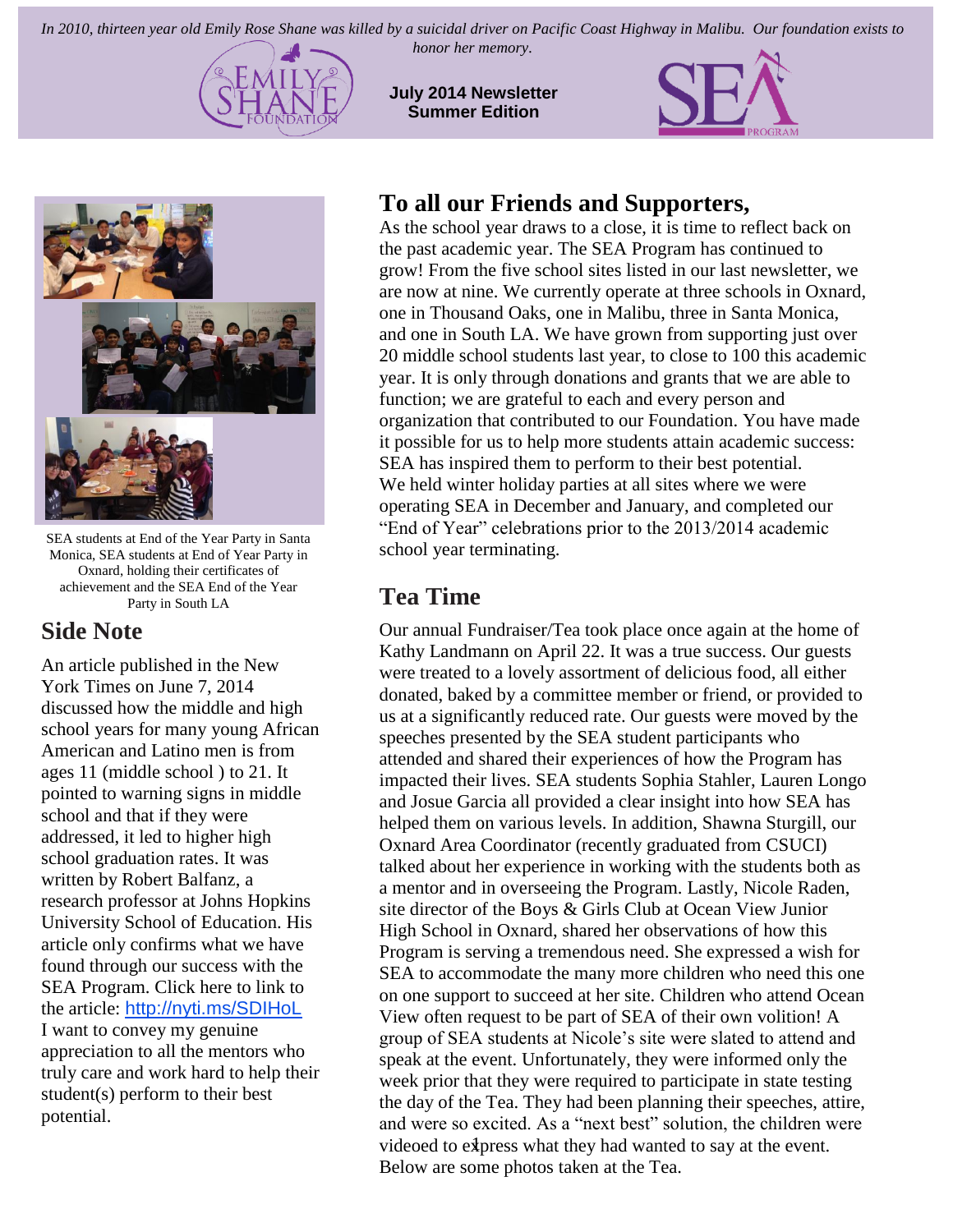*In 2010, thirteen year old Emily Rose Shane was killed by a suicidal driver on Pacific Coast Highway in Malibu. Our foundation exists to honor her memory.*

**July 2014 Newsletter**
**Summer Edition**

## To all our Friends and Supporters,

As the school year draws to a close, it is time to reflect back on the past academic year. The SEA Program has continued to grow! From the five school sites listed in our last newsletter, we are now at nine. We currently operate at three schools in Oxnard, one in Thousand Oaks, one in Malibu, three in Santa Monica, and one in South LA. We have grown from supporting just over 20 middle school students last year, to close to 100 this academic year. It is only through donations and grants that we are able to function; we are grateful to each and every person and organization that contributed to our Foundation. You have made it possible for us to help more students attain academic success: SEA has inspired them to perform to their best potential. We held winter holiday parties at all sites where we were operating SEA in December and January, and completed our "End of Year" celebrations prior to the 2013/2014 academic school year terminating.

## Tea Time

Our annual Fundraiser/Tea took place once again at the home of Kathy Landmann on April 22. It was a true success. Our guests were treated to a lovely assortment of delicious food, all either donated, baked by a committee member or friend, or provided to us at a significantly reduced rate. Our guests were moved by the speeches presented by the SEA student participants who attended and shared their experiences of how the Program has impacted their lives. SEA students Sophia Stahler, Lauren Longo and Josue Garcia all provided a clear insight into how SEA has helped them on various levels. In addition, Shawna Sturgill, our Oxnard Area Coordinator (recently graduated from CSUCI) talked about her experience in working with the students both as a mentor and in overseeing the Program. Lastly, Nicole Raden, site director of the Boys & Girls Club at Ocean View Junior High School in Oxnard, shared her observations of how this Program is serving a tremendous need. She expressed a wish for SEA to accommodate the many more children who need this one on one support to succeed at her site. Children who attend Ocean View often request to be part of SEA of their own volition! A group of SEA students at Nicole's site were slated to attend and speak at the event. Unfortunately, they were informed only the week prior that they were required to participate in state testing the day of the Tea. They had been planning their speeches, attire, and were so excited. As a "next best" solution, the children were videoed to express what they had wanted to say at the event. Below are some photos taken at the Tea.

SEA students at End of the Year Party in Santa Monica, SEA students at End of Year Party in Oxnard, holding their certificates of achievement and the SEA End of the Year Party in South LA

## Side Note

An article published in the New York Times on June 7, 2014 discussed how the middle and high school years for many young African American and Latino men is from ages 11 (middle school ) to 21. It pointed to warning signs in middle school and that if they were addressed, it led to higher high school graduation rates. It was written by Robert Balfanz, a research professor at Johns Hopkins University School of Education. His article only confirms what we have found through our success with the SEA Program. Click here to link to the article: http://nyti.ms/SDIHoL

I want to convey my genuine appreciation to all the mentors who truly care and work hard to help their student(s) perform to their best potential.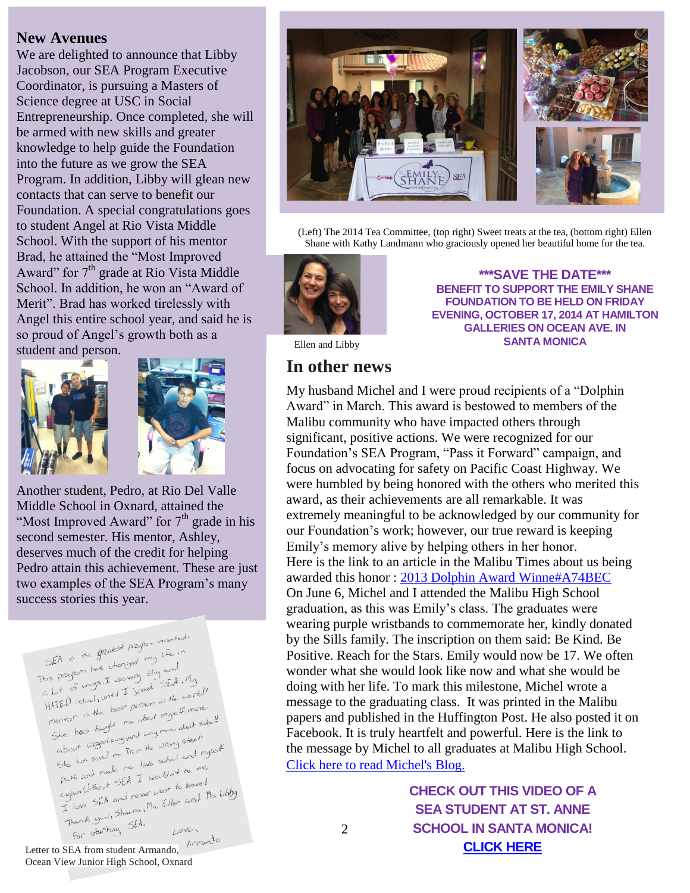## New Avenues

We are delighted to announce that Libby Jacobson, our SEA Program Executive Coordinator, is pursuing a Masters of Science degree at USC in Social Entrepreneurship. Once completed, she will be armed with new skills and greater knowledge to help guide the Foundation into the future as we grow the SEA Program. In addition, Libby will glean new contacts that can serve to benefit our Foundation. A special congratulations goes to student Angel at Rio Vista Middle School. With the support of his mentor Brad, he attained the "Most Improved Award" for 7th grade at Rio Vista Middle School. In addition, he won an "Award of Merit". Brad has worked tirelessly with Angel this entire school year, and said he is so proud of Angel's growth both as a student and person.

Another student, Pedro, at Rio Del Valle Middle School in Oxnard, attained the "Most Improved Award" for 7th grade in his second semester. His mentor, Ashley, deserves much of the credit for helping Pedro attain this achievement. These are just two examples of the SEA Program's many success stories this year.

SEA is the greatest program invented. This program has changed my life in a lot of ways. I was very shy and HATED school, until I joined SEA. My mentor is the best person in the world! She has taught me about myself, more about organizing and way more about school! She has saved me from the wrong street path and made me love school and myself. Without SEA I wouldn't be me. I love SEA and never want to leave! Thank you, Shauna, Ms. Ellen and Ms. Libby for starting SEA.
Love, Armando

Letter to SEA from student Armando, Ocean View Junior High School, Oxnard

(Left) The 2014 Tea Committee, (top right) Sweet treats at the tea, (bottom right) Ellen Shane with Kathy Landmann who graciously opened her beautiful home for the tea.

Ellen and Libby

**\*\*\*SAVE THE DATE\*\*\***
**BENEFIT TO SUPPORT THE EMILY SHANE FOUNDATION TO BE HELD ON FRIDAY EVENING, OCTOBER 17, 2014 AT HAMILTON GALLERIES ON OCEAN AVE. IN SANTA MONICA**

## In other news

My husband Michel and I were proud recipients of a "Dolphin Award" in March. This award is bestowed to members of the Malibu community who have impacted others through significant, positive actions. We were recognized for our Foundation's SEA Program, "Pass it Forward" campaign, and focus on advocating for safety on Pacific Coast Highway. We were humbled by being honored with the others who merited this award, as their achievements are all remarkable. It was extremely meaningful to be acknowledged by our community for our Foundation's work; however, our true reward is keeping Emily's memory alive by helping others in her honor.
Here is the link to an article in the Malibu Times about us being awarded this honor : 2013 Dolphin Award Winne#A74BEC
On June 6, Michel and I attended the Malibu High School graduation, as this was Emily's class. The graduates were wearing purple wristbands to commemorate her, kindly donated by the Sills family. The inscription on them said: Be Kind. Be Positive. Reach for the Stars. Emily would now be 17. We often wonder what she would look like now and what she would be doing with her life. To mark this milestone, Michel wrote a message to the graduating class. It was printed in the Malibu papers and published in the Huffington Post. He also posted it on Facebook. It is truly heartfelt and powerful. Here is the link to the message by Michel to all graduates at Malibu High School.
Click here to read Michel's Blog.

**CHECK OUT THIS VIDEO OF A SEA STUDENT AT ST. ANNE SCHOOL IN SANTA MONICA!**
**CLICK HERE**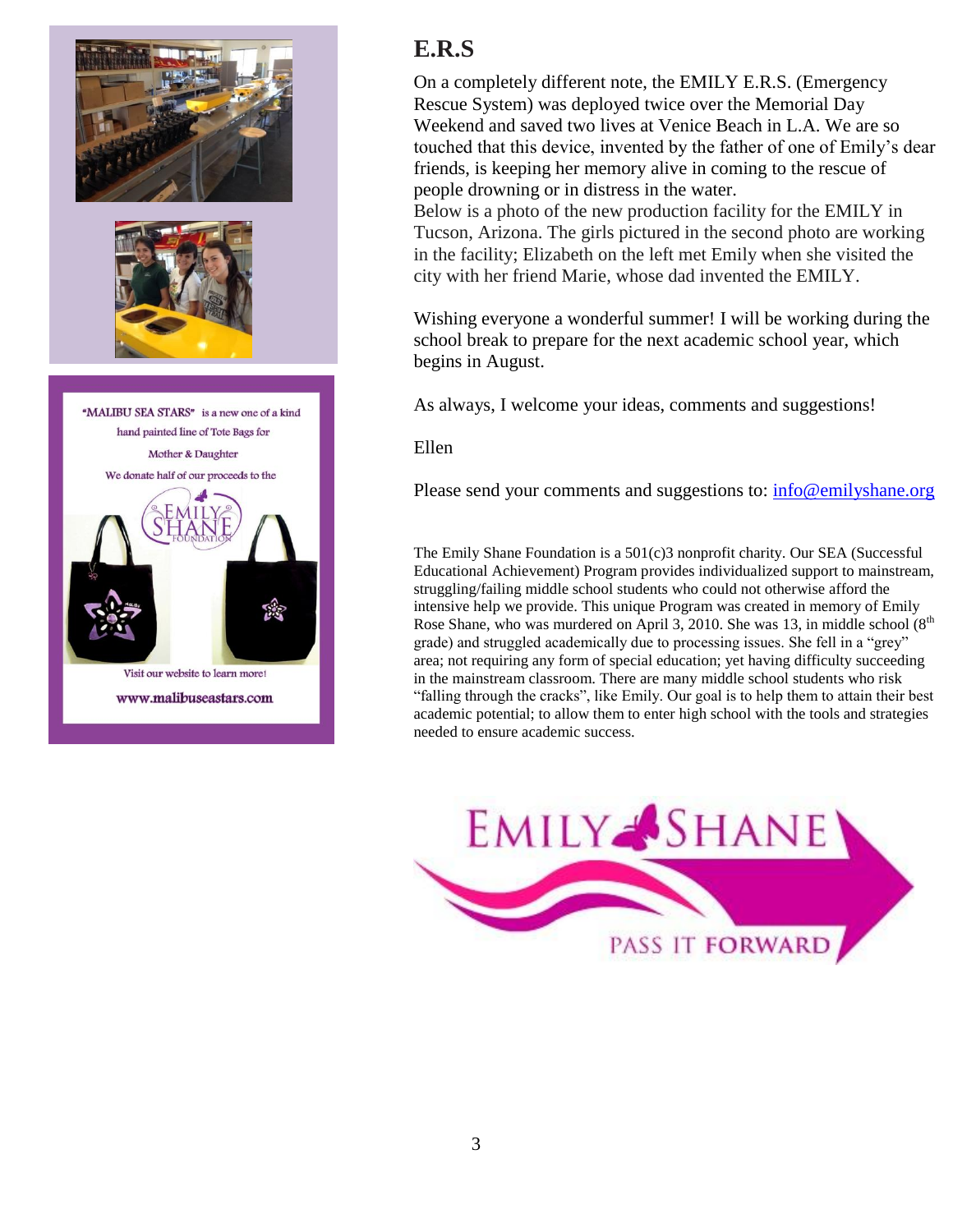"MALIBU SEA STARS" is a new one of a kind hand painted line of Tote Bags for Mother & Daughter

We donate half of our proceeds to the Emily Shane Foundation

Visit our website to learn more!

www.malibuseastars.com

## E.R.S

On a completely different note, the EMILY E.R.S. (Emergency Rescue System) was deployed twice over the Memorial Day Weekend and saved two lives at Venice Beach in L.A. We are so touched that this device, invented by the father of one of Emily's dear friends, is keeping her memory alive in coming to the rescue of people drowning or in distress in the water.

Below is a photo of the new production facility for the EMILY in Tucson, Arizona. The girls pictured in the second photo are working in the facility; Elizabeth on the left met Emily when she visited the city with her friend Marie, whose dad invented the EMILY.

Wishing everyone a wonderful summer! I will be working during the school break to prepare for the next academic school year, which begins in August.

As always, I welcome your ideas, comments and suggestions!

Ellen

Please send your comments and suggestions to: info@emilyshane.org

The Emily Shane Foundation is a 501(c)3 nonprofit charity. Our SEA (Successful Educational Achievement) Program provides individualized support to mainstream, struggling/failing middle school students who could not otherwise afford the intensive help we provide. This unique Program was created in memory of Emily Rose Shane, who was murdered on April 3, 2010. She was 13, in middle school (8th grade) and struggled academically due to processing issues. She fell in a "grey" area; not requiring any form of special education; yet having difficulty succeeding in the mainstream classroom. There are many middle school students who risk "falling through the cracks", like Emily. Our goal is to help them to attain their best academic potential; to allow them to enter high school with the tools and strategies needed to ensure academic success.

EMILY SHANE

PASS IT FORWARD